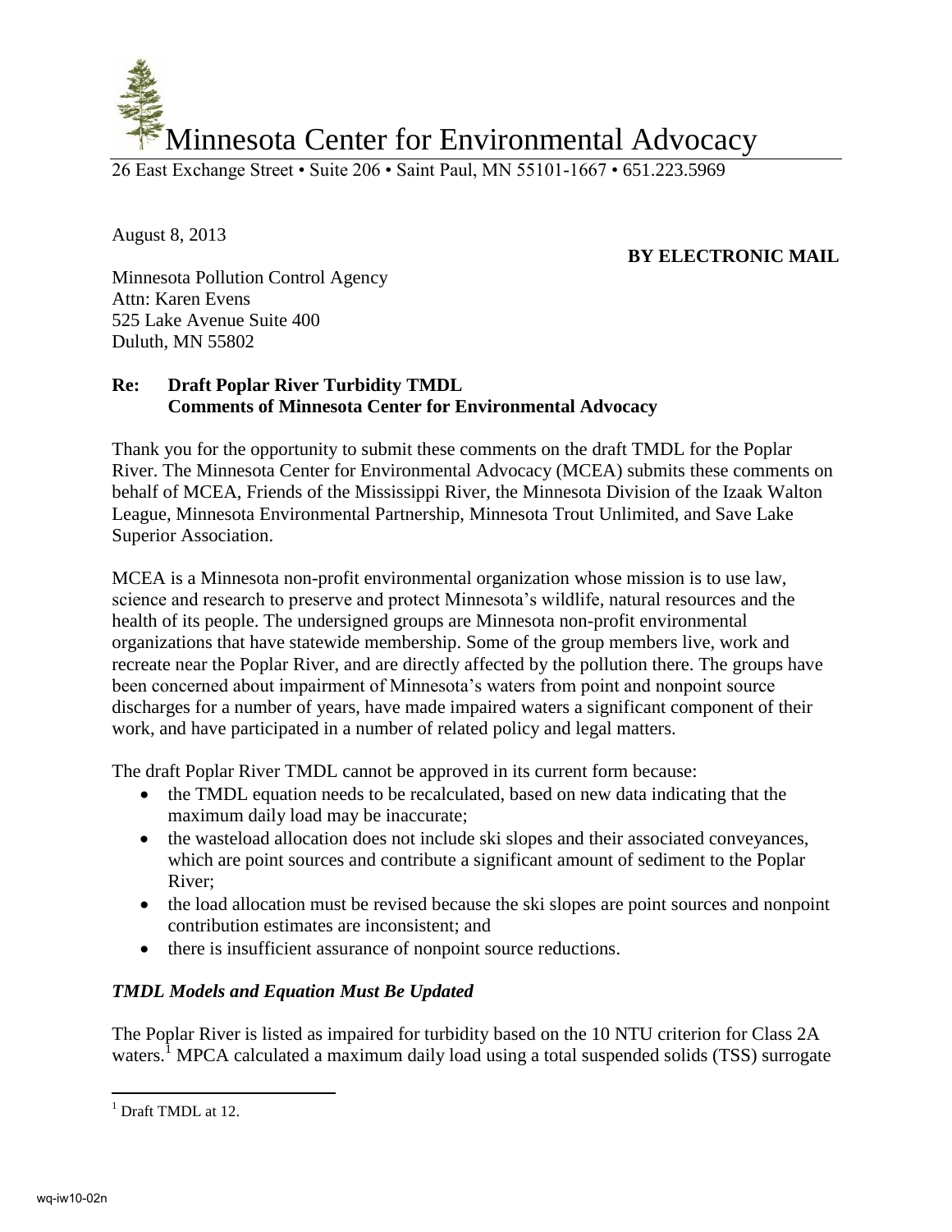# Minnesota Center for Environmental Advocacy

26 East Exchange Street • Suite 206 • Saint Paul, MN 55101-1667 • 651.223.5969

August 8, 2013

**BY ELECTRONIC MAIL**

Minnesota Pollution Control Agency
Attn: Karen Evens
525 Lake Avenue Suite 400
Duluth, MN 55802

**Re: Draft Poplar River Turbidity TMDL**
**Comments of Minnesota Center for Environmental Advocacy**

Thank you for the opportunity to submit these comments on the draft TMDL for the Poplar River. The Minnesota Center for Environmental Advocacy (MCEA) submits these comments on behalf of MCEA, Friends of the Mississippi River, the Minnesota Division of the Izaak Walton League, Minnesota Environmental Partnership, Minnesota Trout Unlimited, and Save Lake Superior Association.

MCEA is a Minnesota non-profit environmental organization whose mission is to use law, science and research to preserve and protect Minnesota's wildlife, natural resources and the health of its people. The undersigned groups are Minnesota non-profit environmental organizations that have statewide membership. Some of the group members live, work and recreate near the Poplar River, and are directly affected by the pollution there. The groups have been concerned about impairment of Minnesota's waters from point and nonpoint source discharges for a number of years, have made impaired waters a significant component of their work, and have participated in a number of related policy and legal matters.

The draft Poplar River TMDL cannot be approved in its current form because:

- the TMDL equation needs to be recalculated, based on new data indicating that the maximum daily load may be inaccurate;
- the wasteload allocation does not include ski slopes and their associated conveyances, which are point sources and contribute a significant amount of sediment to the Poplar River;
- the load allocation must be revised because the ski slopes are point sources and nonpoint contribution estimates are inconsistent; and
- there is insufficient assurance of nonpoint source reductions.

### *TMDL Models and Equation Must Be Updated*

The Poplar River is listed as impaired for turbidity based on the 10 NTU criterion for Class 2A waters.[1] MPCA calculated a maximum daily load using a total suspended solids (TSS) surrogate

[1] Draft TMDL at 12.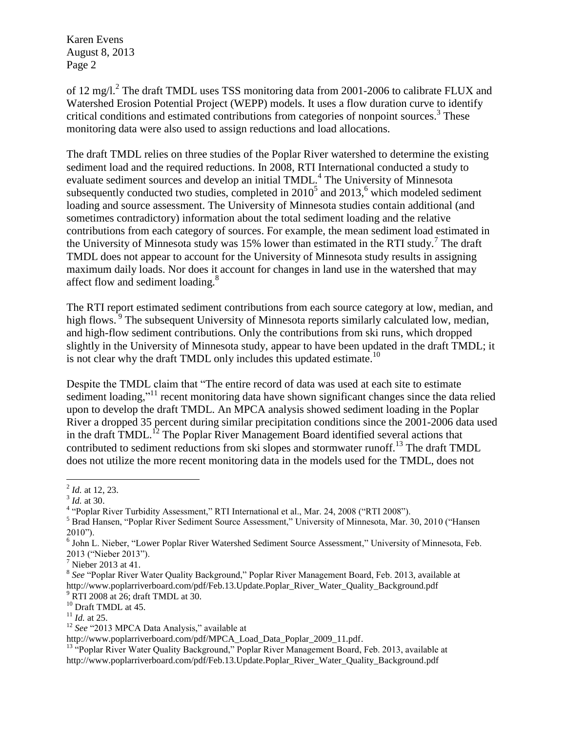of 12 mg/l.[2] The draft TMDL uses TSS monitoring data from 2001-2006 to calibrate FLUX and Watershed Erosion Potential Project (WEPP) models. It uses a flow duration curve to identify critical conditions and estimated contributions from categories of nonpoint sources.[3] These monitoring data were also used to assign reductions and load allocations.

The draft TMDL relies on three studies of the Poplar River watershed to determine the existing sediment load and the required reductions. In 2008, RTI International conducted a study to evaluate sediment sources and develop an initial TMDL.[4] The University of Minnesota subsequently conducted two studies, completed in 2010[5] and 2013,[6] which modeled sediment loading and source assessment. The University of Minnesota studies contain additional (and sometimes contradictory) information about the total sediment loading and the relative contributions from each category of sources. For example, the mean sediment load estimated in the University of Minnesota study was 15% lower than estimated in the RTI study.[7] The draft TMDL does not appear to account for the University of Minnesota study results in assigning maximum daily loads. Nor does it account for changes in land use in the watershed that may affect flow and sediment loading.[8]

The RTI report estimated sediment contributions from each source category at low, median, and high flows.[9] The subsequent University of Minnesota reports similarly calculated low, median, and high-flow sediment contributions. Only the contributions from ski runs, which dropped slightly in the University of Minnesota study, appear to have been updated in the draft TMDL; it is not clear why the draft TMDL only includes this updated estimate.[10]

Despite the TMDL claim that "The entire record of data was used at each site to estimate sediment loading,"[11] recent monitoring data have shown significant changes since the data relied upon to develop the draft TMDL. An MPCA analysis showed sediment loading in the Poplar River a dropped 35 percent during similar precipitation conditions since the 2001-2006 data used in the draft TMDL.[12] The Poplar River Management Board identified several actions that contributed to sediment reductions from ski slopes and stormwater runoff.[13] The draft TMDL does not utilize the more recent monitoring data in the models used for the TMDL, does not

---

[2] *Id.* at 12, 23.

[3] *Id.* at 30.

[4] "Poplar River Turbidity Assessment," RTI International et al., Mar. 24, 2008 ("RTI 2008").

[5] Brad Hansen, "Poplar River Sediment Source Assessment," University of Minnesota, Mar. 30, 2010 ("Hansen 2010").

[6] John L. Nieber, "Lower Poplar River Watershed Sediment Source Assessment," University of Minnesota, Feb. 2013 ("Nieber 2013").

[7] Nieber 2013 at 41.

[8] *See* "Poplar River Water Quality Background," Poplar River Management Board, Feb. 2013, available at http://www.poplarriverboard.com/pdf/Feb.13.Update.Poplar_River_Water_Quality_Background.pdf

[9] RTI 2008 at 26; draft TMDL at 30.

[10] Draft TMDL at 45.

[11] *Id.* at 25.

[12] *See* "2013 MPCA Data Analysis," available at http://www.poplarriverboard.com/pdf/MPCA_Load_Data_Poplar_2009_11.pdf.

[13] "Poplar River Water Quality Background," Poplar River Management Board, Feb. 2013, available at http://www.poplarriverboard.com/pdf/Feb.13.Update.Poplar_River_Water_Quality_Background.pdf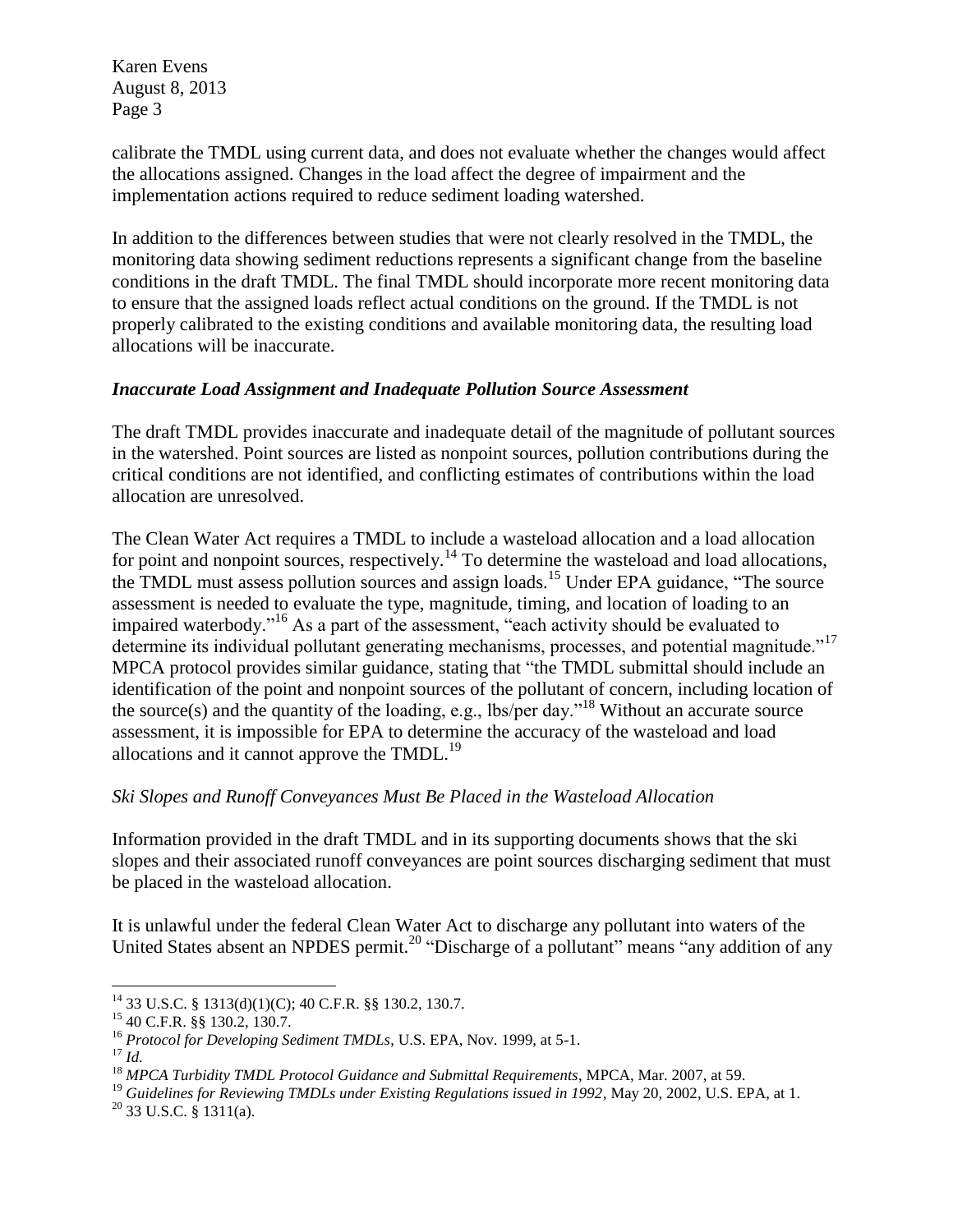calibrate the TMDL using current data, and does not evaluate whether the changes would affect the allocations assigned. Changes in the load affect the degree of impairment and the implementation actions required to reduce sediment loading watershed.

In addition to the differences between studies that were not clearly resolved in the TMDL, the monitoring data showing sediment reductions represents a significant change from the baseline conditions in the draft TMDL. The final TMDL should incorporate more recent monitoring data to ensure that the assigned loads reflect actual conditions on the ground. If the TMDL is not properly calibrated to the existing conditions and available monitoring data, the resulting load allocations will be inaccurate.

### *Inaccurate Load Assignment and Inadequate Pollution Source Assessment*

The draft TMDL provides inaccurate and inadequate detail of the magnitude of pollutant sources in the watershed. Point sources are listed as nonpoint sources, pollution contributions during the critical conditions are not identified, and conflicting estimates of contributions within the load allocation are unresolved.

The Clean Water Act requires a TMDL to include a wasteload allocation and a load allocation for point and nonpoint sources, respectively.[14] To determine the wasteload and load allocations, the TMDL must assess pollution sources and assign loads.[15] Under EPA guidance, "The source assessment is needed to evaluate the type, magnitude, timing, and location of loading to an impaired waterbody."[16] As a part of the assessment, "each activity should be evaluated to determine its individual pollutant generating mechanisms, processes, and potential magnitude."[17] MPCA protocol provides similar guidance, stating that "the TMDL submittal should include an identification of the point and nonpoint sources of the pollutant of concern, including location of the source(s) and the quantity of the loading, e.g., lbs/per day."[18] Without an accurate source assessment, it is impossible for EPA to determine the accuracy of the wasteload and load allocations and it cannot approve the TMDL.[19]

#### *Ski Slopes and Runoff Conveyances Must Be Placed in the Wasteload Allocation*

Information provided in the draft TMDL and in its supporting documents shows that the ski slopes and their associated runoff conveyances are point sources discharging sediment that must be placed in the wasteload allocation.

It is unlawful under the federal Clean Water Act to discharge any pollutant into waters of the United States absent an NPDES permit.[20] "Discharge of a pollutant" means "any addition of any

---

[14] 33 U.S.C. § 1313(d)(1)(C); 40 C.F.R. §§ 130.2, 130.7.

[15] 40 C.F.R. §§ 130.2, 130.7.

[16] *Protocol for Developing Sediment TMDLs*, U.S. EPA, Nov. 1999, at 5-1.

[17] *Id.*

[18] *MPCA Turbidity TMDL Protocol Guidance and Submittal Requirements*, MPCA, Mar. 2007, at 59.

[19] *Guidelines for Reviewing TMDLs under Existing Regulations issued in 1992*, May 20, 2002, U.S. EPA, at 1.

[20] 33 U.S.C. § 1311(a).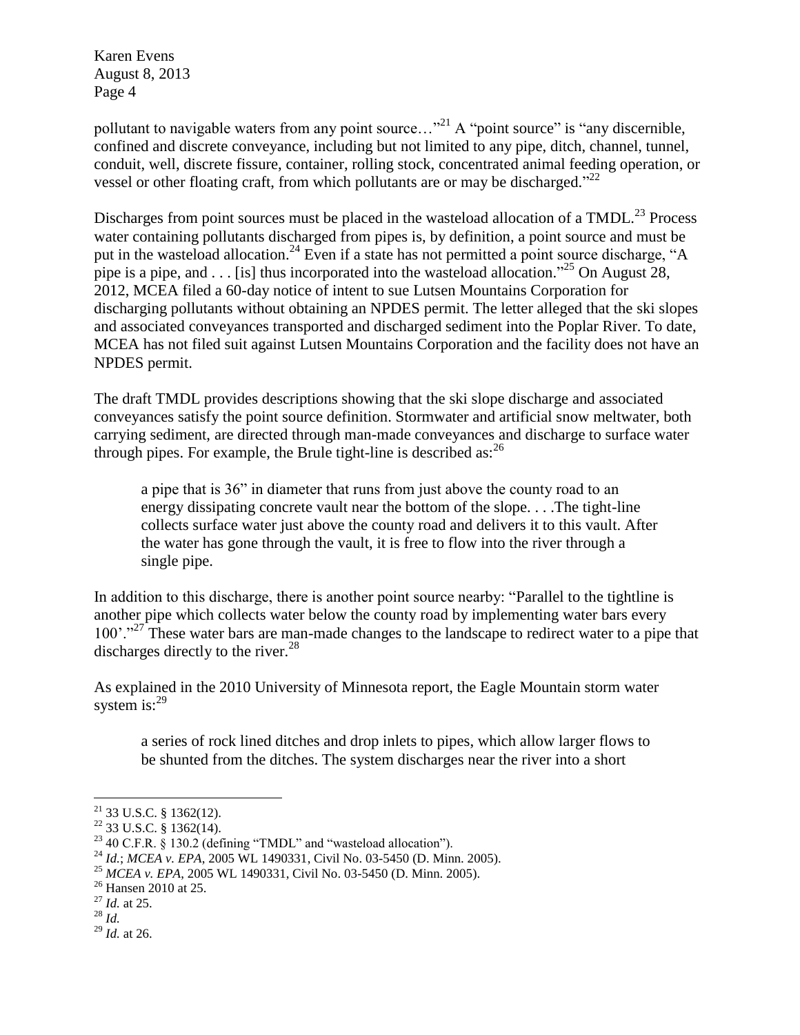pollutant to navigable waters from any point source…"[21] A "point source" is "any discernible, confined and discrete conveyance, including but not limited to any pipe, ditch, channel, tunnel, conduit, well, discrete fissure, container, rolling stock, concentrated animal feeding operation, or vessel or other floating craft, from which pollutants are or may be discharged."[22]

Discharges from point sources must be placed in the wasteload allocation of a TMDL.[23] Process water containing pollutants discharged from pipes is, by definition, a point source and must be put in the wasteload allocation.[24] Even if a state has not permitted a point source discharge, "A pipe is a pipe, and . . . [is] thus incorporated into the wasteload allocation."[25] On August 28, 2012, MCEA filed a 60-day notice of intent to sue Lutsen Mountains Corporation for discharging pollutants without obtaining an NPDES permit. The letter alleged that the ski slopes and associated conveyances transported and discharged sediment into the Poplar River. To date, MCEA has not filed suit against Lutsen Mountains Corporation and the facility does not have an NPDES permit.

The draft TMDL provides descriptions showing that the ski slope discharge and associated conveyances satisfy the point source definition. Stormwater and artificial snow meltwater, both carrying sediment, are directed through man-made conveyances and discharge to surface water through pipes. For example, the Brule tight-line is described as:[26]

> a pipe that is 36" in diameter that runs from just above the county road to an energy dissipating concrete vault near the bottom of the slope. . . .The tight-line collects surface water just above the county road and delivers it to this vault. After the water has gone through the vault, it is free to flow into the river through a single pipe.

In addition to this discharge, there is another point source nearby: "Parallel to the tightline is another pipe which collects water below the county road by implementing water bars every 100'."[27] These water bars are man-made changes to the landscape to redirect water to a pipe that discharges directly to the river.[28]

As explained in the 2010 University of Minnesota report, the Eagle Mountain storm water system is:[29]

> a series of rock lined ditches and drop inlets to pipes, which allow larger flows to be shunted from the ditches. The system discharges near the river into a short

---

[21] 33 U.S.C. § 1362(12).

[22] 33 U.S.C. § 1362(14).

[23] 40 C.F.R. § 130.2 (defining "TMDL" and "wasteload allocation").

[24] *Id.*; *MCEA v. EPA*, 2005 WL 1490331, Civil No. 03-5450 (D. Minn. 2005).

[25] *MCEA v. EPA*, 2005 WL 1490331, Civil No. 03-5450 (D. Minn. 2005).

[26] Hansen 2010 at 25.

[27] *Id.* at 25.

[28] *Id.*

[29] *Id.* at 26.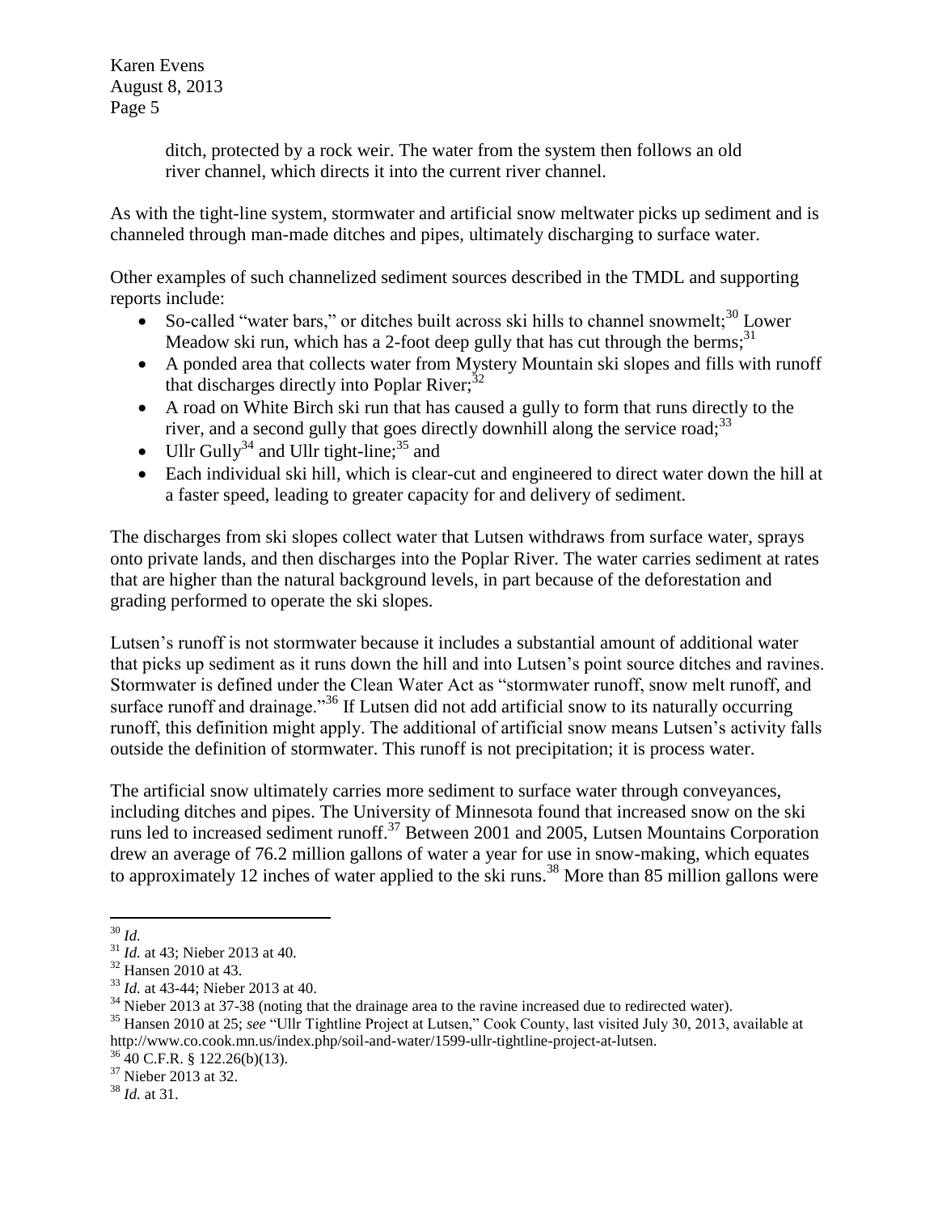> ditch, protected by a rock weir. The water from the system then follows an old river channel, which directs it into the current river channel.

As with the tight-line system, stormwater and artificial snow meltwater picks up sediment and is channeled through man-made ditches and pipes, ultimately discharging to surface water.

Other examples of such channelized sediment sources described in the TMDL and supporting reports include:

- So-called "water bars," or ditches built across ski hills to channel snowmelt;[30] Lower Meadow ski run, which has a 2-foot deep gully that has cut through the berms;[31]
- A ponded area that collects water from Mystery Mountain ski slopes and fills with runoff that discharges directly into Poplar River;[32]
- A road on White Birch ski run that has caused a gully to form that runs directly to the river, and a second gully that goes directly downhill along the service road;[33]
- Ullr Gully[34] and Ullr tight-line;[35] and
- Each individual ski hill, which is clear-cut and engineered to direct water down the hill at a faster speed, leading to greater capacity for and delivery of sediment.

The discharges from ski slopes collect water that Lutsen withdraws from surface water, sprays onto private lands, and then discharges into the Poplar River. The water carries sediment at rates that are higher than the natural background levels, in part because of the deforestation and grading performed to operate the ski slopes.

Lutsen's runoff is not stormwater because it includes a substantial amount of additional water that picks up sediment as it runs down the hill and into Lutsen's point source ditches and ravines. Stormwater is defined under the Clean Water Act as "stormwater runoff, snow melt runoff, and surface runoff and drainage."[36] If Lutsen did not add artificial snow to its naturally occurring runoff, this definition might apply. The additional of artificial snow means Lutsen's activity falls outside the definition of stormwater. This runoff is not precipitation; it is process water.

The artificial snow ultimately carries more sediment to surface water through conveyances, including ditches and pipes. The University of Minnesota found that increased snow on the ski runs led to increased sediment runoff.[37] Between 2001 and 2005, Lutsen Mountains Corporation drew an average of 76.2 million gallons of water a year for use in snow-making, which equates to approximately 12 inches of water applied to the ski runs.[38] More than 85 million gallons were

---

[30] *Id.*

[31] *Id.* at 43; Nieber 2013 at 40.

[32] Hansen 2010 at 43.

[33] *Id.* at 43-44; Nieber 2013 at 40.

[34] Nieber 2013 at 37-38 (noting that the drainage area to the ravine increased due to redirected water).

[35] Hansen 2010 at 25; *see* "Ullr Tightline Project at Lutsen," Cook County, last visited July 30, 2013, available at http://www.co.cook.mn.us/index.php/soil-and-water/1599-ullr-tightline-project-at-lutsen.

[36] 40 C.F.R. § 122.26(b)(13).

[37] Nieber 2013 at 32.

[38] *Id.* at 31.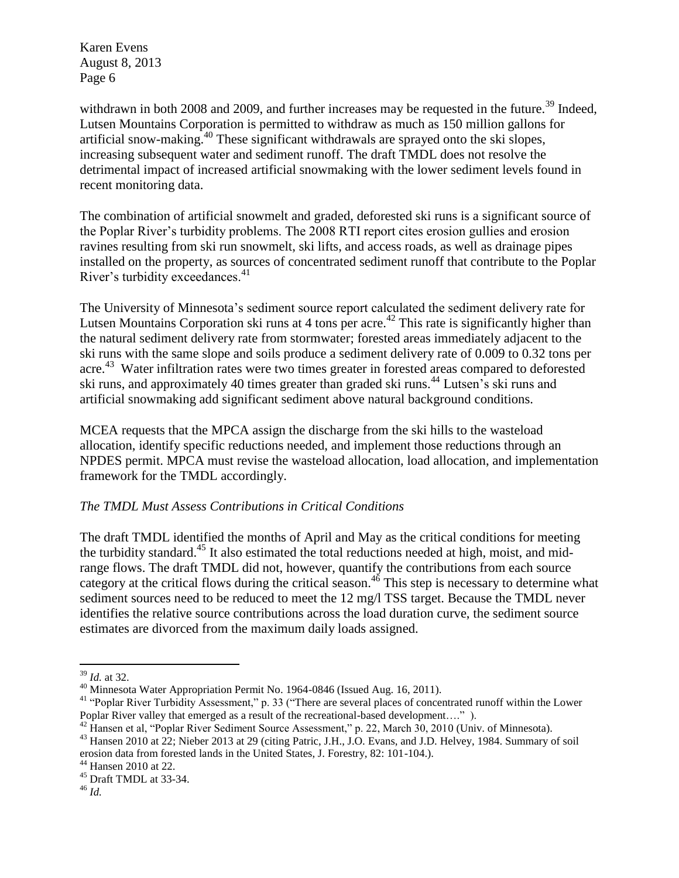withdrawn in both 2008 and 2009, and further increases may be requested in the future.[39] Indeed, Lutsen Mountains Corporation is permitted to withdraw as much as 150 million gallons for artificial snow-making.[40] These significant withdrawals are sprayed onto the ski slopes, increasing subsequent water and sediment runoff. The draft TMDL does not resolve the detrimental impact of increased artificial snowmaking with the lower sediment levels found in recent monitoring data.

The combination of artificial snowmelt and graded, deforested ski runs is a significant source of the Poplar River's turbidity problems. The 2008 RTI report cites erosion gullies and erosion ravines resulting from ski run snowmelt, ski lifts, and access roads, as well as drainage pipes installed on the property, as sources of concentrated sediment runoff that contribute to the Poplar River's turbidity exceedances.[41]

The University of Minnesota's sediment source report calculated the sediment delivery rate for Lutsen Mountains Corporation ski runs at 4 tons per acre.[42] This rate is significantly higher than the natural sediment delivery rate from stormwater; forested areas immediately adjacent to the ski runs with the same slope and soils produce a sediment delivery rate of 0.009 to 0.32 tons per acre.[43] Water infiltration rates were two times greater in forested areas compared to deforested ski runs, and approximately 40 times greater than graded ski runs.[44] Lutsen's ski runs and artificial snowmaking add significant sediment above natural background conditions.

MCEA requests that the MPCA assign the discharge from the ski hills to the wasteload allocation, identify specific reductions needed, and implement those reductions through an NPDES permit. MPCA must revise the wasteload allocation, load allocation, and implementation framework for the TMDL accordingly.

*The TMDL Must Assess Contributions in Critical Conditions*

The draft TMDL identified the months of April and May as the critical conditions for meeting the turbidity standard.[45] It also estimated the total reductions needed at high, moist, and mid-range flows. The draft TMDL did not, however, quantify the contributions from each source category at the critical flows during the critical season.[46] This step is necessary to determine what sediment sources need to be reduced to meet the 12 mg/l TSS target. Because the TMDL never identifies the relative source contributions across the load duration curve, the sediment source estimates are divorced from the maximum daily loads assigned.

---

[39] *Id.* at 32.

[40] Minnesota Water Appropriation Permit No. 1964-0846 (Issued Aug. 16, 2011).

[41] "Poplar River Turbidity Assessment," p. 33 ("There are several places of concentrated runoff within the Lower Poplar River valley that emerged as a result of the recreational-based development…." ).

[42] Hansen et al, "Poplar River Sediment Source Assessment," p. 22, March 30, 2010 (Univ. of Minnesota).

[43] Hansen 2010 at 22; Nieber 2013 at 29 (citing Patric, J.H., J.O. Evans, and J.D. Helvey, 1984. Summary of soil erosion data from forested lands in the United States, J. Forestry, 82: 101-104.).

[44] Hansen 2010 at 22.

[45] Draft TMDL at 33-34.

[46] *Id.*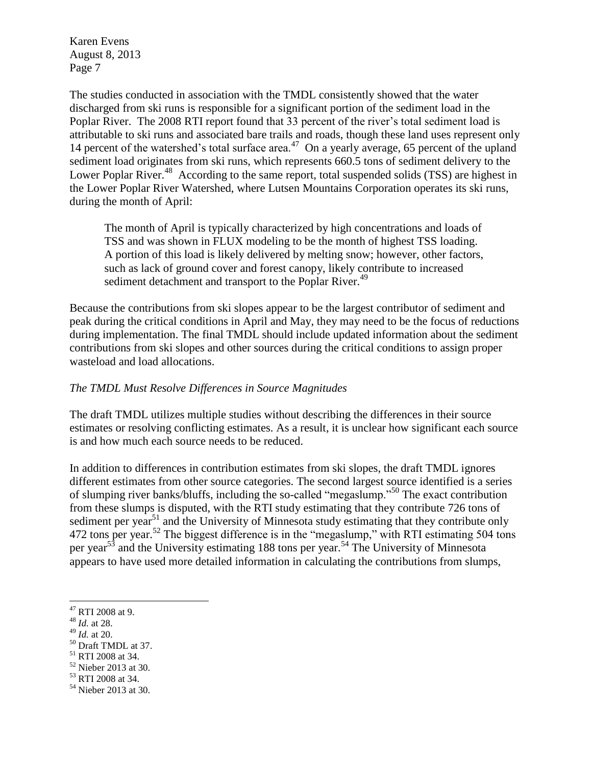The studies conducted in association with the TMDL consistently showed that the water discharged from ski runs is responsible for a significant portion of the sediment load in the Poplar River. The 2008 RTI report found that 33 percent of the river's total sediment load is attributable to ski runs and associated bare trails and roads, though these land uses represent only 14 percent of the watershed's total surface area.[47] On a yearly average, 65 percent of the upland sediment load originates from ski runs, which represents 660.5 tons of sediment delivery to the Lower Poplar River.[48] According to the same report, total suspended solids (TSS) are highest in the Lower Poplar River Watershed, where Lutsen Mountains Corporation operates its ski runs, during the month of April:

> The month of April is typically characterized by high concentrations and loads of TSS and was shown in FLUX modeling to be the month of highest TSS loading. A portion of this load is likely delivered by melting snow; however, other factors, such as lack of ground cover and forest canopy, likely contribute to increased sediment detachment and transport to the Poplar River.[49]

Because the contributions from ski slopes appear to be the largest contributor of sediment and peak during the critical conditions in April and May, they may need to be the focus of reductions during implementation. The final TMDL should include updated information about the sediment contributions from ski slopes and other sources during the critical conditions to assign proper wasteload and load allocations.

*The TMDL Must Resolve Differences in Source Magnitudes*

The draft TMDL utilizes multiple studies without describing the differences in their source estimates or resolving conflicting estimates. As a result, it is unclear how significant each source is and how much each source needs to be reduced.

In addition to differences in contribution estimates from ski slopes, the draft TMDL ignores different estimates from other source categories. The second largest source identified is a series of slumping river banks/bluffs, including the so-called "megaslump."[50] The exact contribution from these slumps is disputed, with the RTI study estimating that they contribute 726 tons of sediment per year[51] and the University of Minnesota study estimating that they contribute only 472 tons per year.[52] The biggest difference is in the "megaslump," with RTI estimating 504 tons per year[53] and the University estimating 188 tons per year.[54] The University of Minnesota appears to have used more detailed information in calculating the contributions from slumps,

---

[47] RTI 2008 at 9.
[48] *Id.* at 28.
[49] *Id.* at 20.
[50] Draft TMDL at 37.
[51] RTI 2008 at 34.
[52] Nieber 2013 at 30.
[53] RTI 2008 at 34.
[54] Nieber 2013 at 30.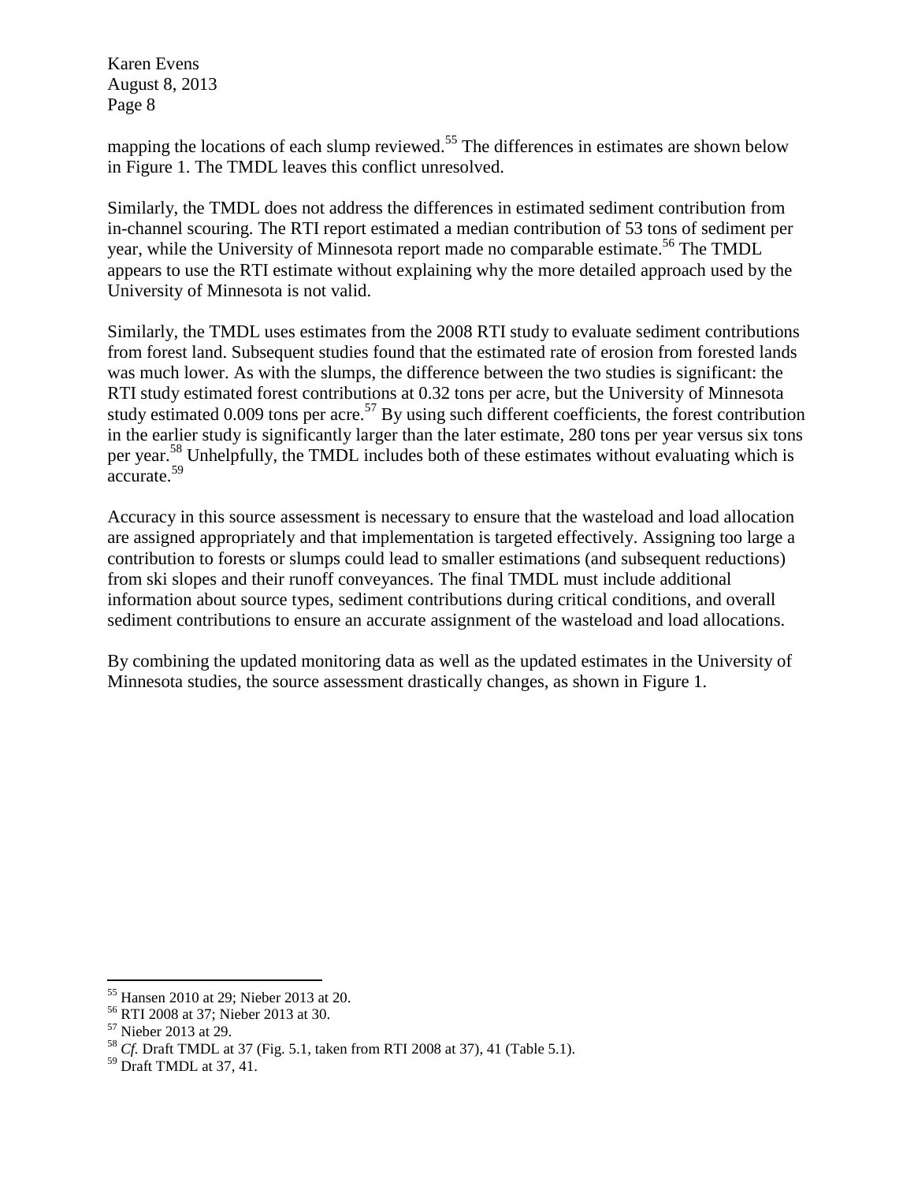mapping the locations of each slump reviewed.[55] The differences in estimates are shown below in Figure 1. The TMDL leaves this conflict unresolved.

Similarly, the TMDL does not address the differences in estimated sediment contribution from in-channel scouring. The RTI report estimated a median contribution of 53 tons of sediment per year, while the University of Minnesota report made no comparable estimate.[56] The TMDL appears to use the RTI estimate without explaining why the more detailed approach used by the University of Minnesota is not valid.

Similarly, the TMDL uses estimates from the 2008 RTI study to evaluate sediment contributions from forest land. Subsequent studies found that the estimated rate of erosion from forested lands was much lower. As with the slumps, the difference between the two studies is significant: the RTI study estimated forest contributions at 0.32 tons per acre, but the University of Minnesota study estimated 0.009 tons per acre.[57] By using such different coefficients, the forest contribution in the earlier study is significantly larger than the later estimate, 280 tons per year versus six tons per year.[58] Unhelpfully, the TMDL includes both of these estimates without evaluating which is accurate.[59]

Accuracy in this source assessment is necessary to ensure that the wasteload and load allocation are assigned appropriately and that implementation is targeted effectively. Assigning too large a contribution to forests or slumps could lead to smaller estimations (and subsequent reductions) from ski slopes and their runoff conveyances. The final TMDL must include additional information about source types, sediment contributions during critical conditions, and overall sediment contributions to ensure an accurate assignment of the wasteload and load allocations.

By combining the updated monitoring data as well as the updated estimates in the University of Minnesota studies, the source assessment drastically changes, as shown in Figure 1.

---

[55] Hansen 2010 at 29; Nieber 2013 at 20.

[56] RTI 2008 at 37; Nieber 2013 at 30.

[57] Nieber 2013 at 29.

[58] *Cf.* Draft TMDL at 37 (Fig. 5.1, taken from RTI 2008 at 37), 41 (Table 5.1).

[59] Draft TMDL at 37, 41.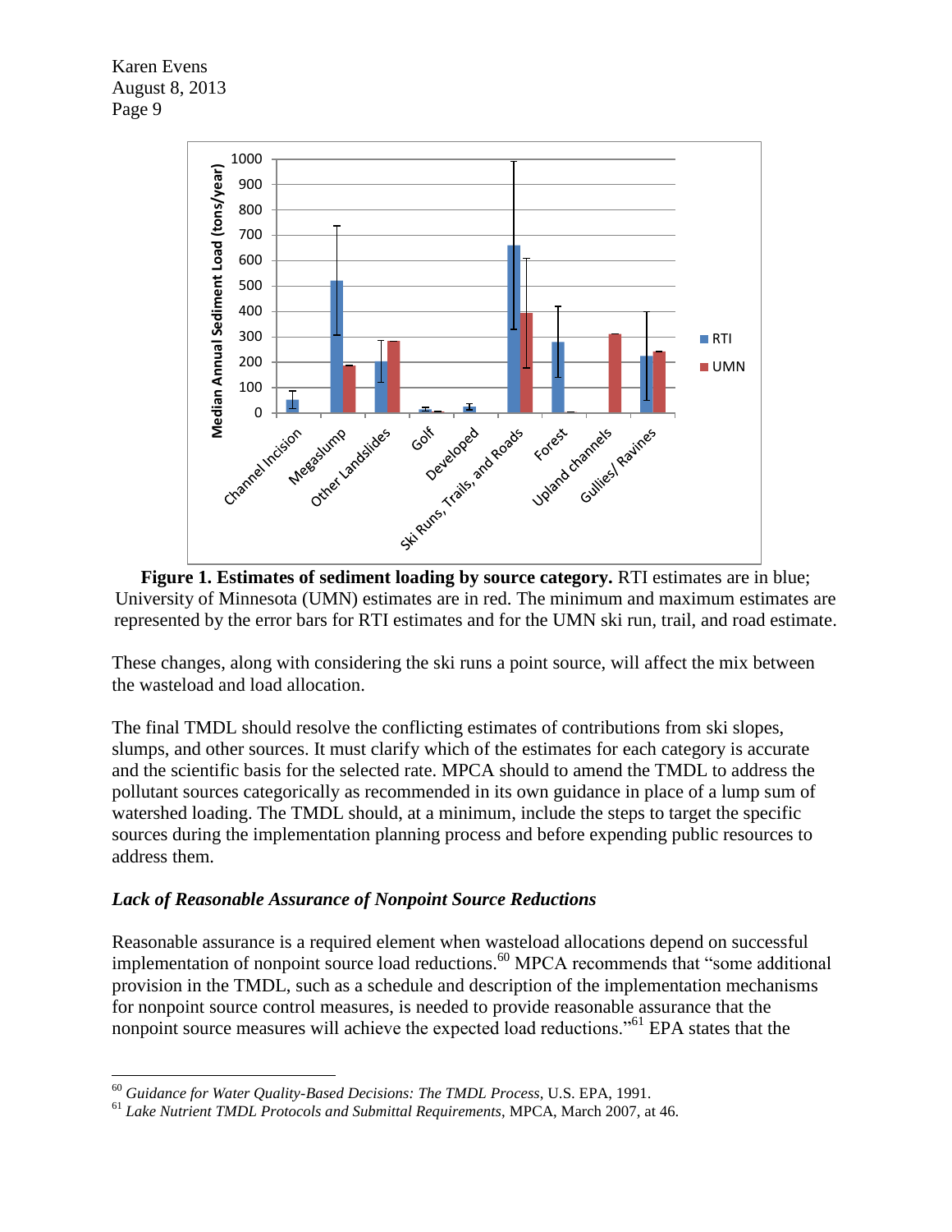Figure 1. **Estimates of sediment loading by source category.** RTI estimates are in blue; University of Minnesota (UMN) estimates are in red. The minimum and maximum estimates are represented by the error bars for RTI estimates and for the UMN ski run, trail, and road estimate.

These changes, along with considering the ski runs a point source, will affect the mix between the wasteload and load allocation.

The final TMDL should resolve the conflicting estimates of contributions from ski slopes, slumps, and other sources. It must clarify which of the estimates for each category is accurate and the scientific basis for the selected rate. MPCA should to amend the TMDL to address the pollutant sources categorically as recommended in its own guidance in place of a lump sum of watershed loading. The TMDL should, at a minimum, include the steps to target the specific sources during the implementation planning process and before expending public resources to address them.

### *Lack of Reasonable Assurance of Nonpoint Source Reductions*

Reasonable assurance is a required element when wasteload allocations depend on successful implementation of nonpoint source load reductions.[60] MPCA recommends that "some additional provision in the TMDL, such as a schedule and description of the implementation mechanisms for nonpoint source control measures, is needed to provide reasonable assurance that the nonpoint source measures will achieve the expected load reductions."[61] EPA states that the

---

[60] *Guidance for Water Quality-Based Decisions: The TMDL Process*, U.S. EPA, 1991.

[61] *Lake Nutrient TMDL Protocols and Submittal Requirements*, MPCA, March 2007, at 46.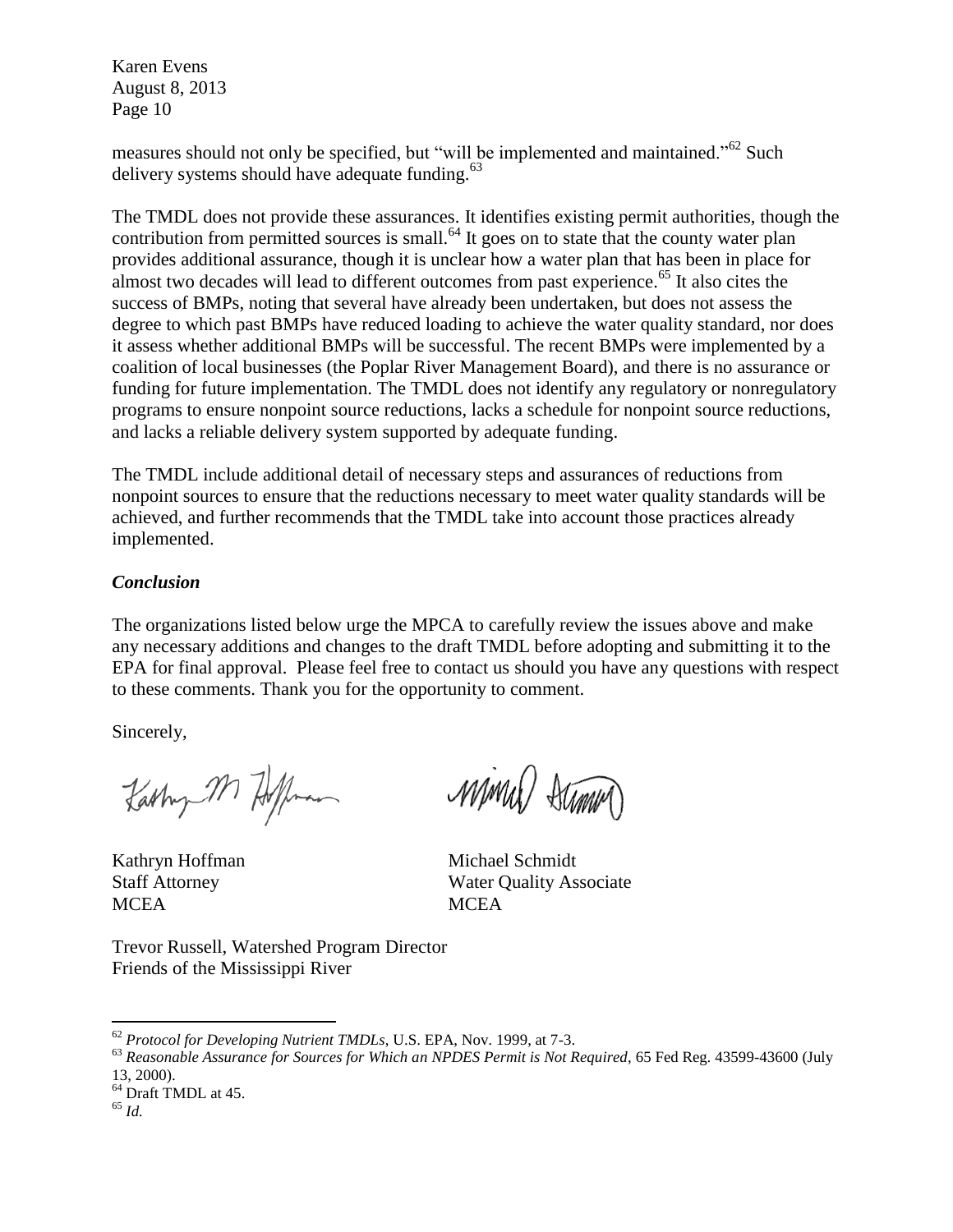measures should not only be specified, but "will be implemented and maintained."[62] Such delivery systems should have adequate funding.[63]

The TMDL does not provide these assurances. It identifies existing permit authorities, though the contribution from permitted sources is small.[64] It goes on to state that the county water plan provides additional assurance, though it is unclear how a water plan that has been in place for almost two decades will lead to different outcomes from past experience.[65] It also cites the success of BMPs, noting that several have already been undertaken, but does not assess the degree to which past BMPs have reduced loading to achieve the water quality standard, nor does it assess whether additional BMPs will be successful. The recent BMPs were implemented by a coalition of local businesses (the Poplar River Management Board), and there is no assurance or funding for future implementation. The TMDL does not identify any regulatory or nonregulatory programs to ensure nonpoint source reductions, lacks a schedule for nonpoint source reductions, and lacks a reliable delivery system supported by adequate funding.

The TMDL include additional detail of necessary steps and assurances of reductions from nonpoint sources to ensure that the reductions necessary to meet water quality standards will be achieved, and further recommends that the TMDL take into account those practices already implemented.

### *Conclusion*

The organizations listed below urge the MPCA to carefully review the issues above and make any necessary additions and changes to the draft TMDL before adopting and submitting it to the EPA for final approval. Please feel free to contact us should you have any questions with respect to these comments. Thank you for the opportunity to comment.

Sincerely,

Kathryn Hoffman
Staff Attorney
MCEA

Michael Schmidt
Water Quality Associate
MCEA

Trevor Russell, Watershed Program Director
Friends of the Mississippi River

---

[62] *Protocol for Developing Nutrient TMDLs*, U.S. EPA, Nov. 1999, at 7-3.

[63] *Reasonable Assurance for Sources for Which an NPDES Permit is Not Required*, 65 Fed Reg. 43599-43600 (July 13, 2000).

[64] Draft TMDL at 45.

[65] *Id.*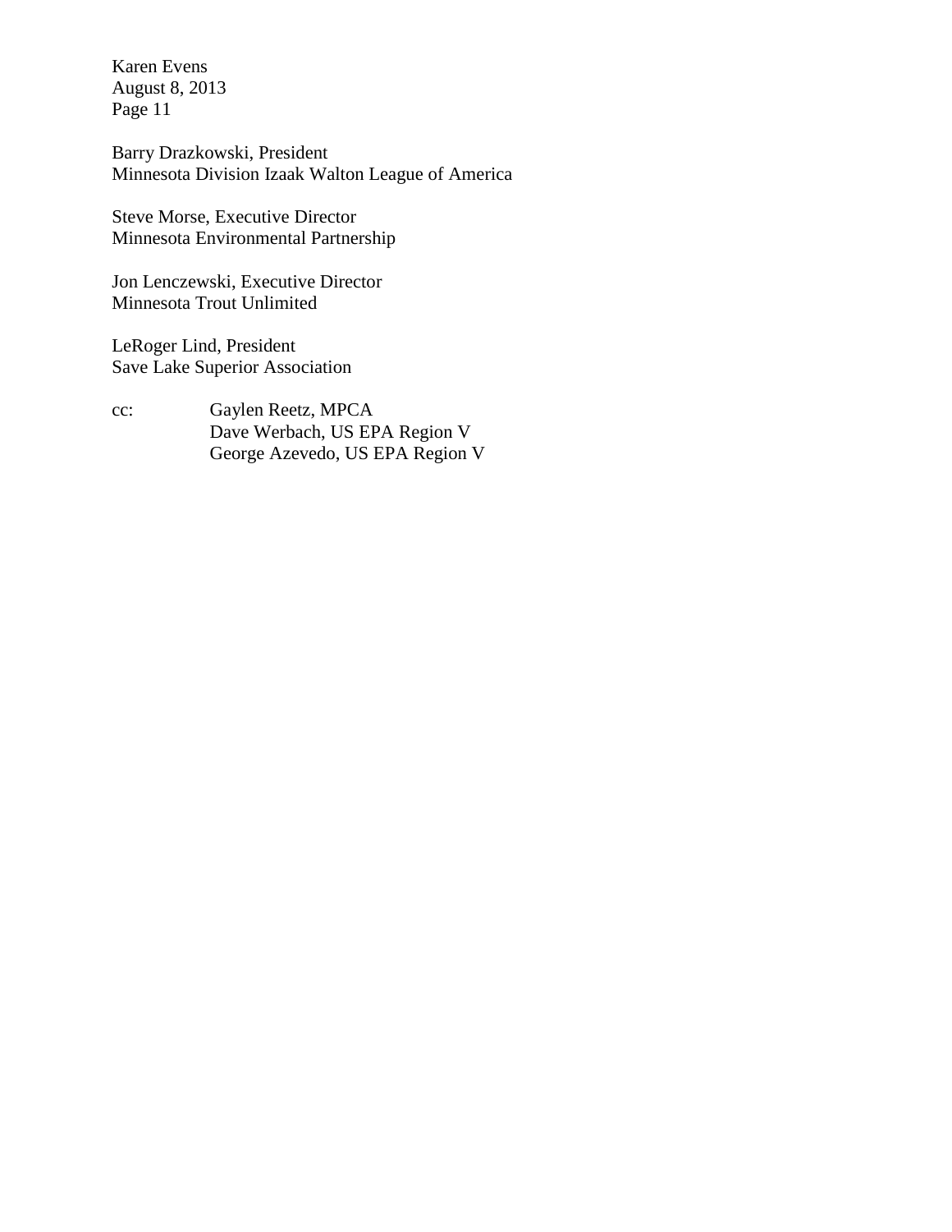Barry Drazkowski, President
Minnesota Division Izaak Walton League of America

Steve Morse, Executive Director
Minnesota Environmental Partnership

Jon Lenczewski, Executive Director
Minnesota Trout Unlimited

LeRoger Lind, President
Save Lake Superior Association

cc: Gaylen Reetz, MPCA
Dave Werbach, US EPA Region V
George Azevedo, US EPA Region V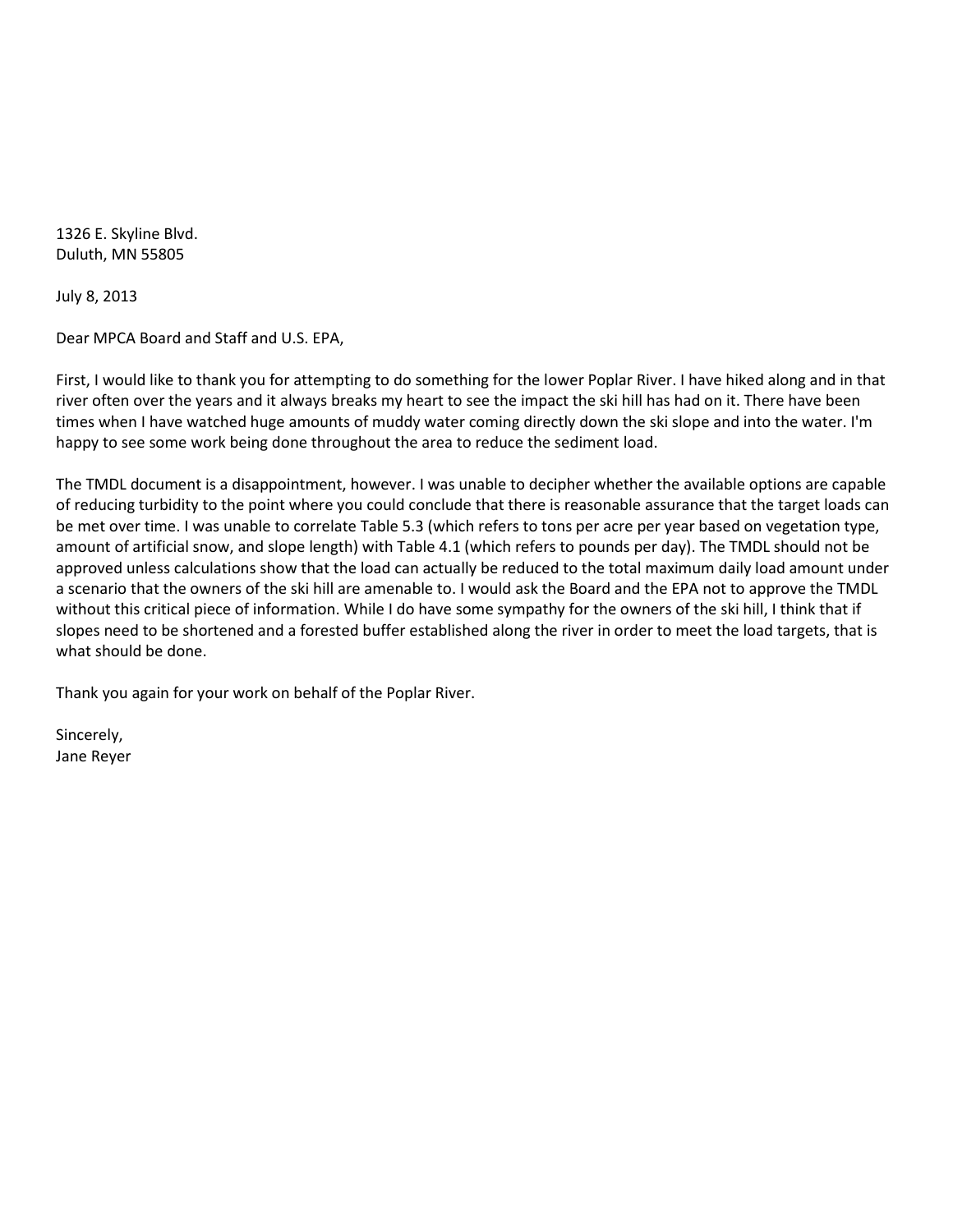1326 E. Skyline Blvd.
Duluth, MN 55805

July 8, 2013

Dear MPCA Board and Staff and U.S. EPA,

First, I would like to thank you for attempting to do something for the lower Poplar River. I have hiked along and in that river often over the years and it always breaks my heart to see the impact the ski hill has had on it. There have been times when I have watched huge amounts of muddy water coming directly down the ski slope and into the water. I'm happy to see some work being done throughout the area to reduce the sediment load.

The TMDL document is a disappointment, however. I was unable to decipher whether the available options are capable of reducing turbidity to the point where you could conclude that there is reasonable assurance that the target loads can be met over time. I was unable to correlate Table 5.3 (which refers to tons per acre per year based on vegetation type, amount of artificial snow, and slope length) with Table 4.1 (which refers to pounds per day). The TMDL should not be approved unless calculations show that the load can actually be reduced to the total maximum daily load amount under a scenario that the owners of the ski hill are amenable to. I would ask the Board and the EPA not to approve the TMDL without this critical piece of information. While I do have some sympathy for the owners of the ski hill, I think that if slopes need to be shortened and a forested buffer established along the river in order to meet the load targets, that is what should be done.

Thank you again for your work on behalf of the Poplar River.

Sincerely,
Jane Reyer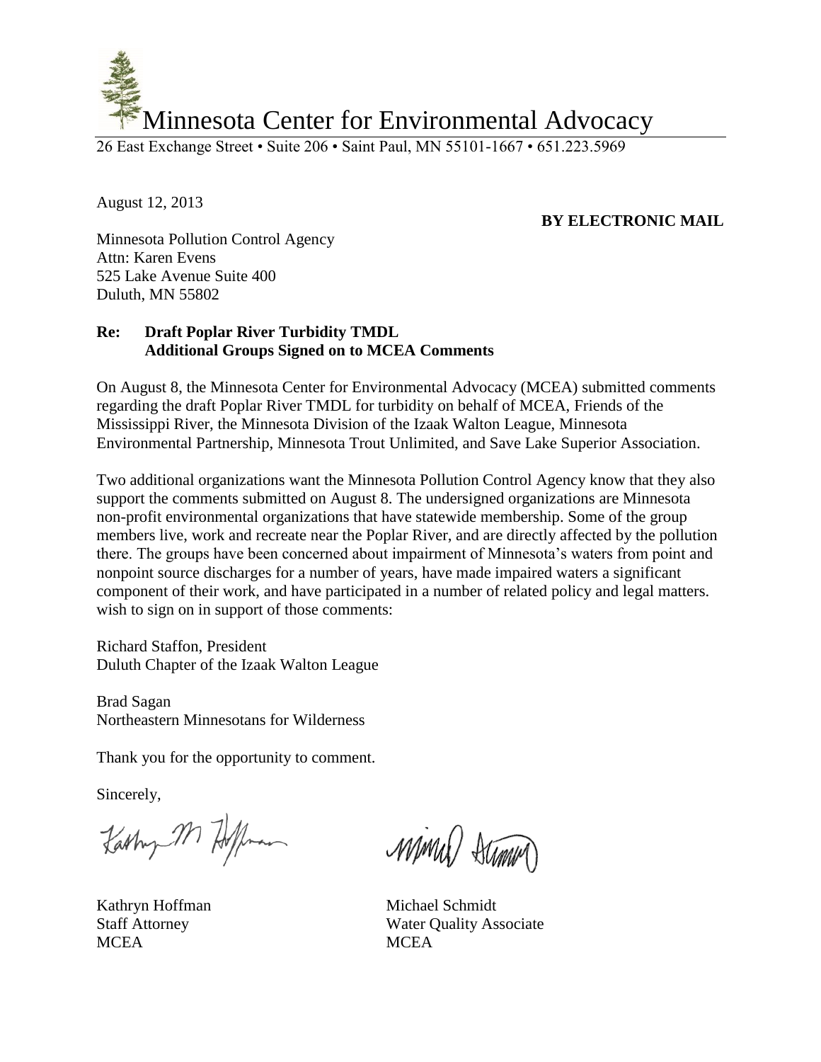# Minnesota Center for Environmental Advocacy

26 East Exchange Street • Suite 206 • Saint Paul, MN 55101-1667 • 651.223.5969

August 12, 2013

**BY ELECTRONIC MAIL**

Minnesota Pollution Control Agency
Attn: Karen Evens
525 Lake Avenue Suite 400
Duluth, MN 55802

**Re: Draft Poplar River Turbidity TMDL**
**Additional Groups Signed on to MCEA Comments**

On August 8, the Minnesota Center for Environmental Advocacy (MCEA) submitted comments regarding the draft Poplar River TMDL for turbidity on behalf of MCEA, Friends of the Mississippi River, the Minnesota Division of the Izaak Walton League, Minnesota Environmental Partnership, Minnesota Trout Unlimited, and Save Lake Superior Association.

Two additional organizations want the Minnesota Pollution Control Agency know that they also support the comments submitted on August 8. The undersigned organizations are Minnesota non-profit environmental organizations that have statewide membership. Some of the group members live, work and recreate near the Poplar River, and are directly affected by the pollution there. The groups have been concerned about impairment of Minnesota's waters from point and nonpoint source discharges for a number of years, have made impaired waters a significant component of their work, and have participated in a number of related policy and legal matters. wish to sign on in support of those comments:

Richard Staffon, President
Duluth Chapter of the Izaak Walton League

Brad Sagan
Northeastern Minnesotans for Wilderness

Thank you for the opportunity to comment.

Sincerely,

Kathryn Hoffman
Staff Attorney
MCEA

Michael Schmidt
Water Quality Associate
MCEA